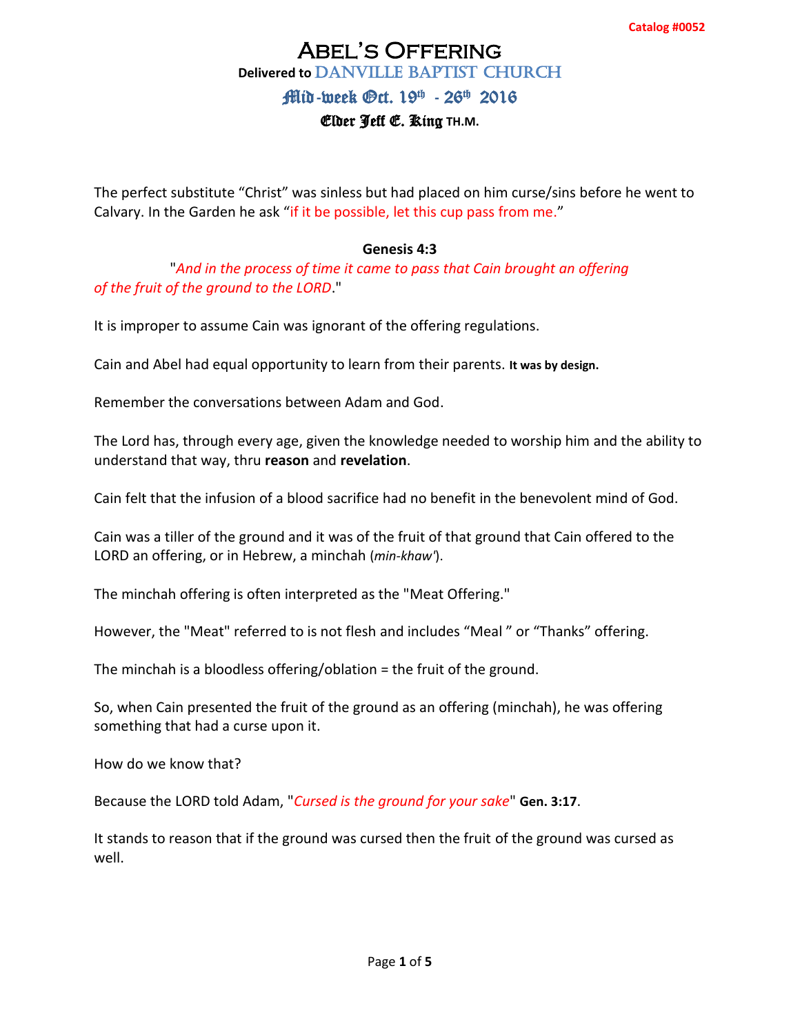Catalog #0052

# Abel's Offering

**Delivered to** DANVILLE BAPTIST CHURCH

Mid-week Oct. 19th - 26th 2016

Elder Jeff E. King TH.M.

The perfect substitute "Christ" was sinless but had placed on him curse/sins before he went to Calvary. In the Garden he ask "if it be possible, let this cup pass from me."

**Genesis 4:3**

"*And in the process of time it came to pass that Cain brought an offering of the fruit of the ground to the LORD*."

It is improper to assume Cain was ignorant of the offering regulations.

Cain and Abel had equal opportunity to learn from their parents. **It was by design.**

Remember the conversations between Adam and God.

The Lord has, through every age, given the knowledge needed to worship him and the ability to understand that way, thru **reason** and **revelation**.

Cain felt that the infusion of a blood sacrifice had no benefit in the benevolent mind of God.

Cain was a tiller of the ground and it was of the fruit of that ground that Cain offered to the LORD an offering, or in Hebrew, a minchah (*min-khaw'*).

The minchah offering is often interpreted as the "Meat Offering."

However, the "Meat" referred to is not flesh and includes "Meal " or "Thanks" offering.

The minchah is a bloodless offering/oblation = the fruit of the ground.

So, when Cain presented the fruit of the ground as an offering (minchah), he was offering something that had a curse upon it.

How do we know that?

Because the LORD told Adam, "*Cursed is the ground for your sake*" **Gen. 3:17**.

It stands to reason that if the ground was cursed then the fruit of the ground was cursed as well.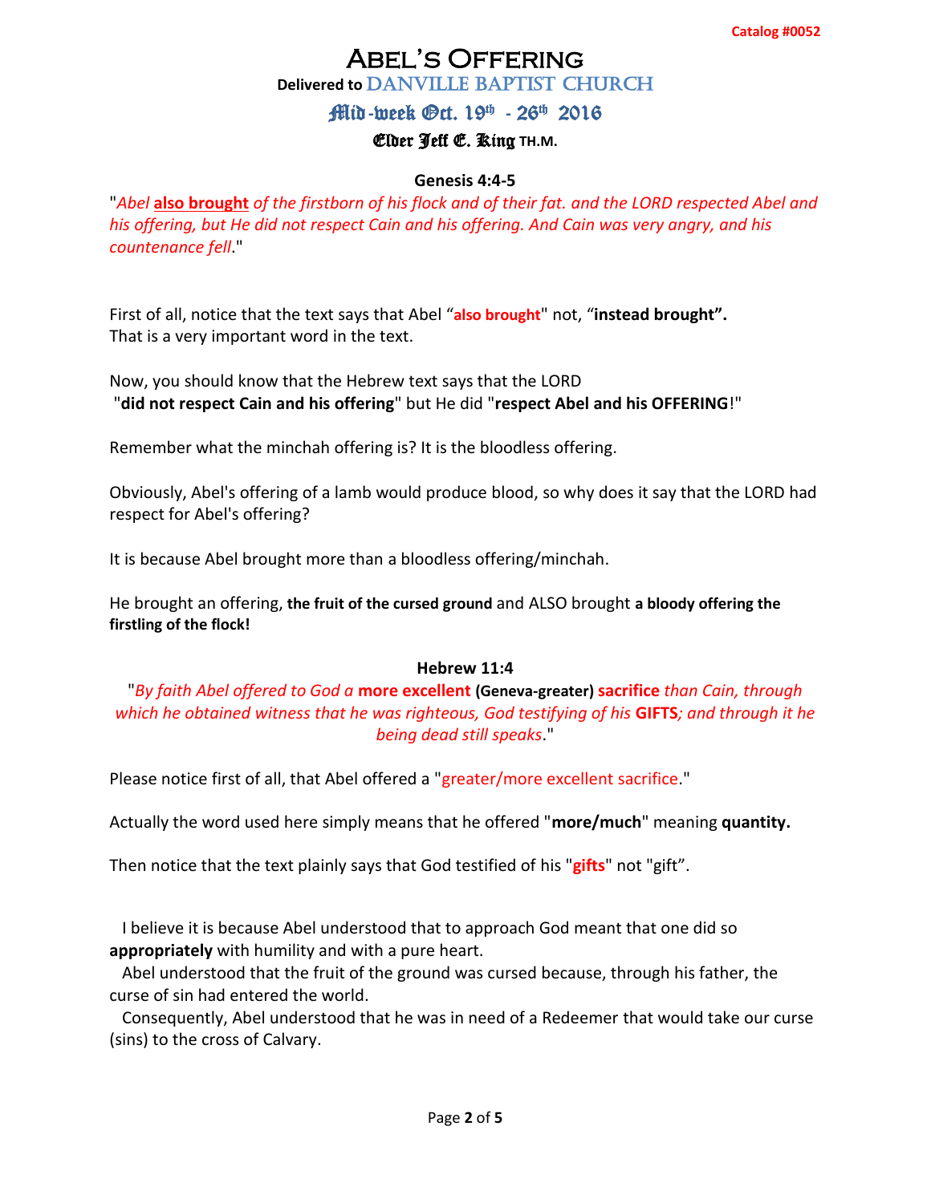Catalog #0052

# Abel's Offering

**Delivered to** DANVILLE BAPTIST CHURCH

## Mid-week Oct. 19th - 26th 2016

### Elder Jeff E. King TH.M.

**Genesis 4:4-5**

"*Abel **also brought** of the firstborn of his flock and of their fat. and the LORD respected Abel and his offering, but He did not respect Cain and his offering. And Cain was very angry, and his countenance fell*."

First of all, notice that the text says that Abel "**also brought**" not, "**instead brought".**
That is a very important word in the text.

Now, you should know that the Hebrew text says that the LORD
"**did not respect Cain and his offering**" but He did "**respect Abel and his OFFERING**!"

Remember what the minchah offering is? It is the bloodless offering.

Obviously, Abel's offering of a lamb would produce blood, so why does it say that the LORD had respect for Abel's offering?

It is because Abel brought more than a bloodless offering/minchah.

He brought an offering, **the fruit of the cursed ground** and ALSO brought **a bloody offering the firstling of the flock!**

**Hebrew 11:4**

"*By faith Abel offered to God a* **more excellent** **(Geneva-greater)** **sacrifice** *than Cain, through which he obtained witness that he was righteous, God testifying of his* **GIFTS**; *and through it he being dead still speaks*."

Please notice first of all, that Abel offered a "greater/more excellent sacrifice."

Actually the word used here simply means that he offered "**more/much**" meaning **quantity.**

Then notice that the text plainly says that God testified of his "**gifts**" not "gift".

I believe it is because Abel understood that to approach God meant that one did so **appropriately** with humility and with a pure heart.

Abel understood that the fruit of the ground was cursed because, through his father, the curse of sin had entered the world.

Consequently, Abel understood that he was in need of a Redeemer that would take our curse (sins) to the cross of Calvary.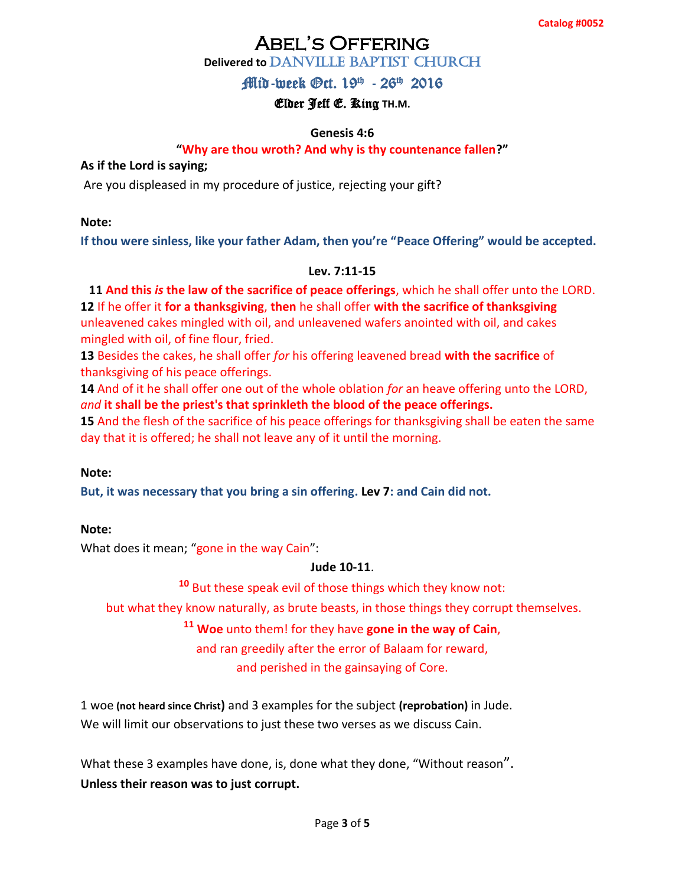Catalog #0052

# Abel's Offering

**Delivered to** DANVILLE BAPTIST CHURCH

## Mid-week Oct. 19th - 26th 2016

### Elder Jeff E. King TH.M.

**Genesis 4:6**

**"Why are thou wroth? And why is thy countenance fallen?"**

**As if the Lord is saying;**

Are you displeased in my procedure of justice, rejecting your gift?

**Note:**

**If thou were sinless, like your father Adam, then you're "Peace Offering" would be accepted.**

**Lev. 7:11-15**

**11 And this *is* the law of the sacrifice of peace offerings**, which he shall offer unto the LORD.
**12** If he offer it **for a thanksgiving**, **then** he shall offer **with the sacrifice of thanksgiving** unleavened cakes mingled with oil, and unleavened wafers anointed with oil, and cakes mingled with oil, of fine flour, fried.
**13** Besides the cakes, he shall offer *for* his offering leavened bread **with the sacrifice** of thanksgiving of his peace offerings.
**14** And of it he shall offer one out of the whole oblation *for* an heave offering unto the LORD, *and* **it shall be the priest's that sprinkleth the blood of the peace offerings.**
**15** And the flesh of the sacrifice of his peace offerings for thanksgiving shall be eaten the same day that it is offered; he shall not leave any of it until the morning.

**Note:**

**But, it was necessary that you bring a sin offering. Lev 7: and Cain did not.**

**Note:**

What does it mean; "gone in the way Cain":

**Jude 10-11**.

[10] But these speak evil of those things which they know not:
but what they know naturally, as brute beasts, in those things they corrupt themselves.
[11] **Woe** unto them! for they have **gone in the way of Cain**,
and ran greedily after the error of Balaam for reward,
and perished in the gainsaying of Core.

1 woe **(not heard since Christ)** and 3 examples for the subject **(reprobation)** in Jude.
We will limit our observations to just these two verses as we discuss Cain.

What these 3 examples have done, is, done what they done, "Without reason".
**Unless their reason was to just corrupt.**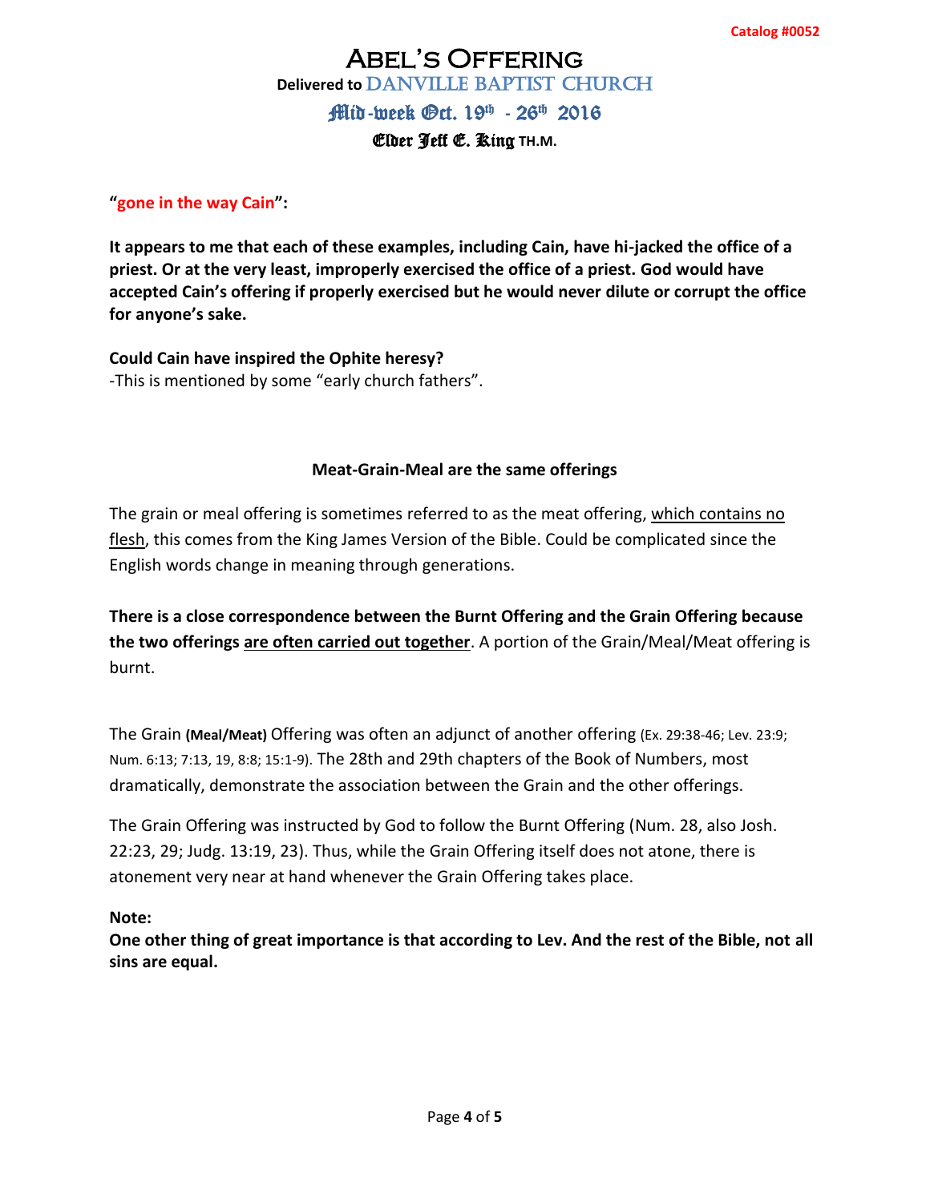**"gone in the way Cain":**

**It appears to me that each of these examples, including Cain, have hi-jacked the office of a priest. Or at the very least, improperly exercised the office of a priest. God would have accepted Cain's offering if properly exercised but he would never dilute or corrupt the office for anyone's sake.**

**Could Cain have inspired the Ophite heresy?**
-This is mentioned by some "early church fathers".

**Meat-Grain-Meal are the same offerings**

The grain or meal offering is sometimes referred to as the meat offering, which contains no flesh, this comes from the King James Version of the Bible. Could be complicated since the English words change in meaning through generations.

**There is a close correspondence between the Burnt Offering and the Grain Offering because the two offerings are often carried out together**. A portion of the Grain/Meal/Meat offering is burnt.

The Grain **(Meal/Meat)** Offering was often an adjunct of another offering (Ex. 29:38-46; Lev. 23:9; Num. 6:13; 7:13, 19, 8:8; 15:1-9). The 28th and 29th chapters of the Book of Numbers, most dramatically, demonstrate the association between the Grain and the other offerings.

The Grain Offering was instructed by God to follow the Burnt Offering (Num. 28, also Josh. 22:23, 29; Judg. 13:19, 23). Thus, while the Grain Offering itself does not atone, there is atonement very near at hand whenever the Grain Offering takes place.

**Note:**
**One other thing of great importance is that according to Lev. And the rest of the Bible, not all sins are equal.**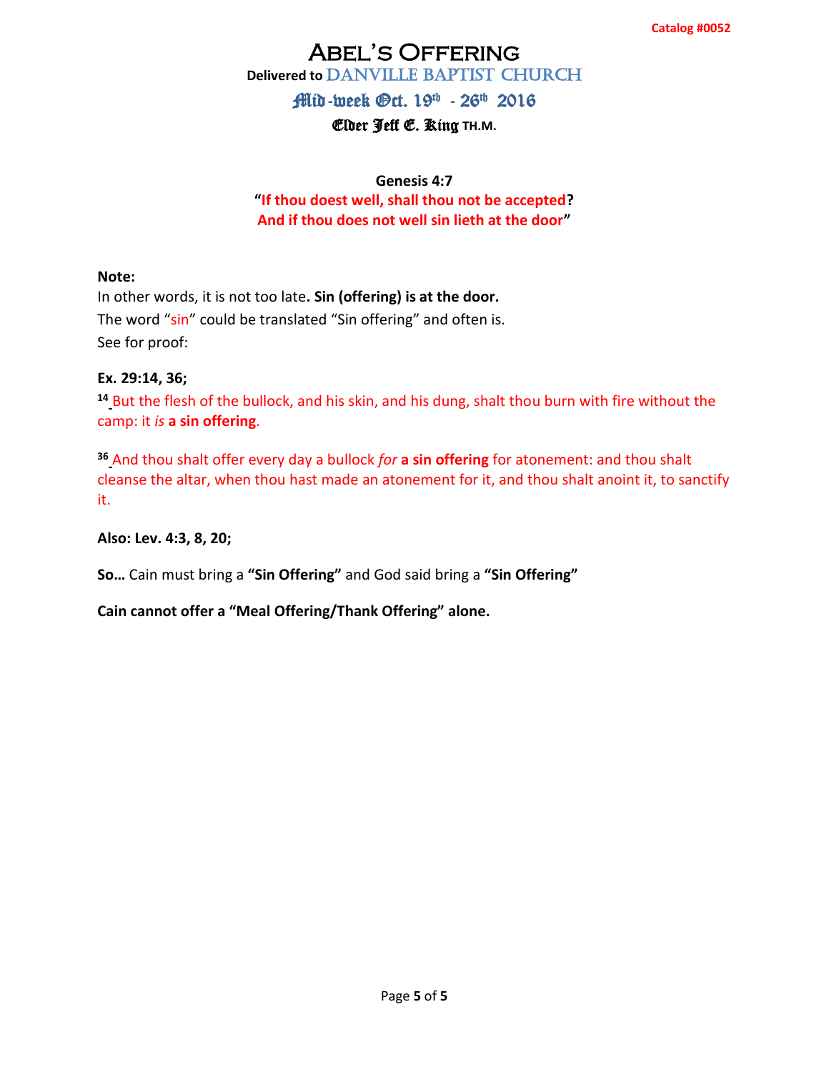Catalog #0052

# Abel's Offering

**Delivered to** DANVILLE BAPTIST CHURCH

Mid-week Oct. 19th - 26th 2016

Elder Jeff E. King **TH.M.**

**Genesis 4:7**

**"If thou doest well, shall thou not be accepted? And if thou does not well sin lieth at the door"**

**Note:**

In other words, it is not too late**. Sin (offering) is at the door.**

The word "sin" could be translated "Sin offering" and often is.

See for proof:

**Ex. 29:14, 36;**

**14** But the flesh of the bullock, and his skin, and his dung, shalt thou burn with fire without the camp: it *is* **a sin offering**.

**36** And thou shalt offer every day a bullock *for* **a sin offering** for atonement: and thou shalt cleanse the altar, when thou hast made an atonement for it, and thou shalt anoint it, to sanctify it.

**Also: Lev. 4:3, 8, 20;**

**So…** Cain must bring a **"Sin Offering"** and God said bring a **"Sin Offering"**

**Cain cannot offer a "Meal Offering/Thank Offering" alone.**